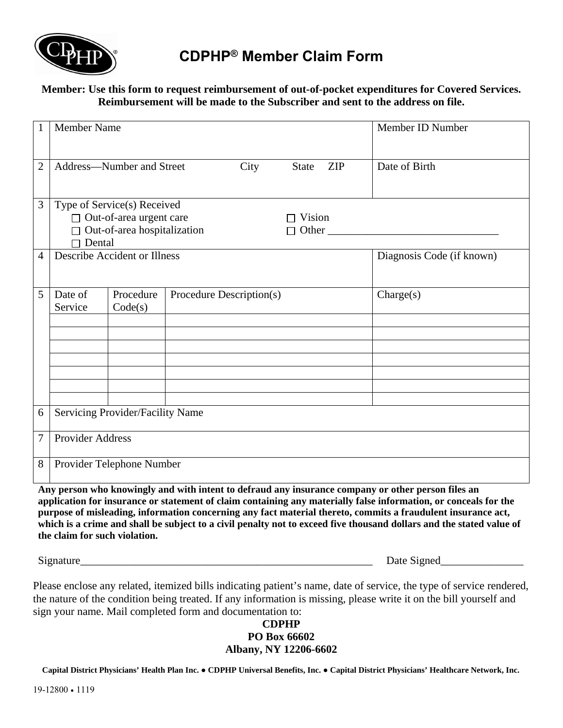# CDPHP® Member Claim Form

**Member: Use this form to request reimbursement of out-of-pocket expenditures for Covered Services. Reimbursement will be made to the Subscriber and sent to the address on file.**

| | | | | |
|---|---|---|---|---|
| 1 | Member Name | | | Member ID Number |
| 2 | Address—Number and Street City State ZIP | | | Date of Birth |
| 3 | Type of Service(s) Received<br>☐ Out-of-area urgent care ☐ Vision<br>☐ Out-of-area hospitalization ☐ Other ______________________________<br>☐ Dental | | | |
| 4 | Describe Accident or Illness | | | Diagnosis Code (if known) |
| 5 | Date of Service | Procedure Code(s) | Procedure Description(s) | Charge(s) |
| | | | | |
| | | | | |
| | | | | |
| | | | | |
| | | | | |
| | | | | |
| | | | | |
| 6 | Servicing Provider/Facility Name | | | |
| 7 | Provider Address | | | |
| 8 | Provider Telephone Number | | | |

**Any person who knowingly and with intent to defraud any insurance company or other person files an application for insurance or statement of claim containing any materially false information, or conceals for the purpose of misleading, information concerning any fact material thereto, commits a fraudulent insurance act, which is a crime and shall be subject to a civil penalty not to exceed five thousand dollars and the stated value of the claim for such violation.**

Signature________________________________________________________ Date Signed_______________

Please enclose any related, itemized bills indicating patient's name, date of service, the type of service rendered, the nature of the condition being treated. If any information is missing, please write it on the bill yourself and sign your name. Mail completed form and documentation to:

**CDPHP**
**PO Box 66602**
**Albany, NY 12206-6602**

**Capital District Physicians' Health Plan Inc. ● CDPHP Universal Benefits, Inc. ● Capital District Physicians' Healthcare Network, Inc.**

19-12800 • 1119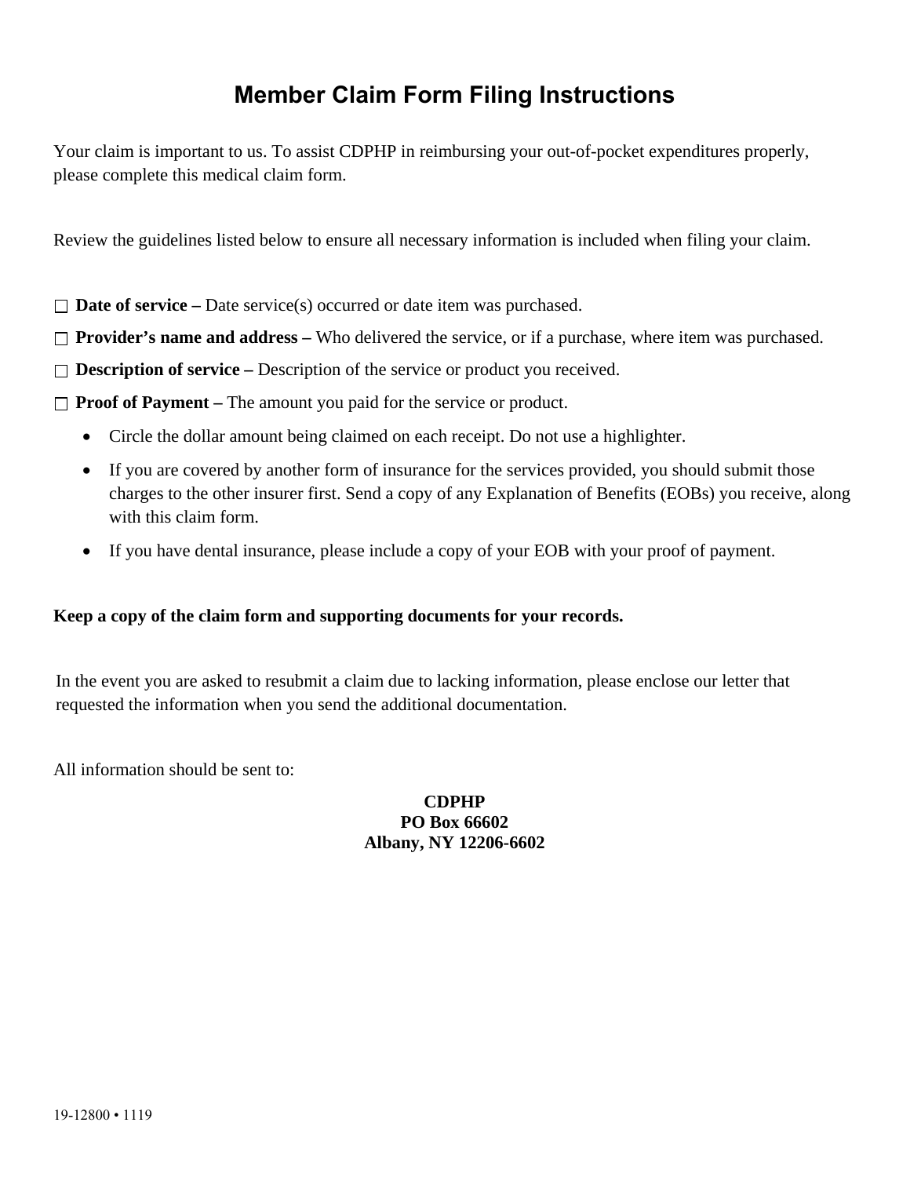# Member Claim Form Filing Instructions

Your claim is important to us. To assist CDPHP in reimbursing your out-of-pocket expenditures properly, please complete this medical claim form.

Review the guidelines listed below to ensure all necessary information is included when filing your claim.

- ☐ **Date of service –** Date service(s) occurred or date item was purchased.
- ☐ **Provider's name and address –** Who delivered the service, or if a purchase, where item was purchased.
- ☐ **Description of service –** Description of the service or product you received.
- ☐ **Proof of Payment –** The amount you paid for the service or product.
  - Circle the dollar amount being claimed on each receipt. Do not use a highlighter.
  - If you are covered by another form of insurance for the services provided, you should submit those charges to the other insurer first. Send a copy of any Explanation of Benefits (EOBs) you receive, along with this claim form.
  - If you have dental insurance, please include a copy of your EOB with your proof of payment.

**Keep a copy of the claim form and supporting documents for your records.**

In the event you are asked to resubmit a claim due to lacking information, please enclose our letter that requested the information when you send the additional documentation.

All information should be sent to:

**CDPHP**
**PO Box 66602**
**Albany, NY 12206-6602**

19-12800 • 1119